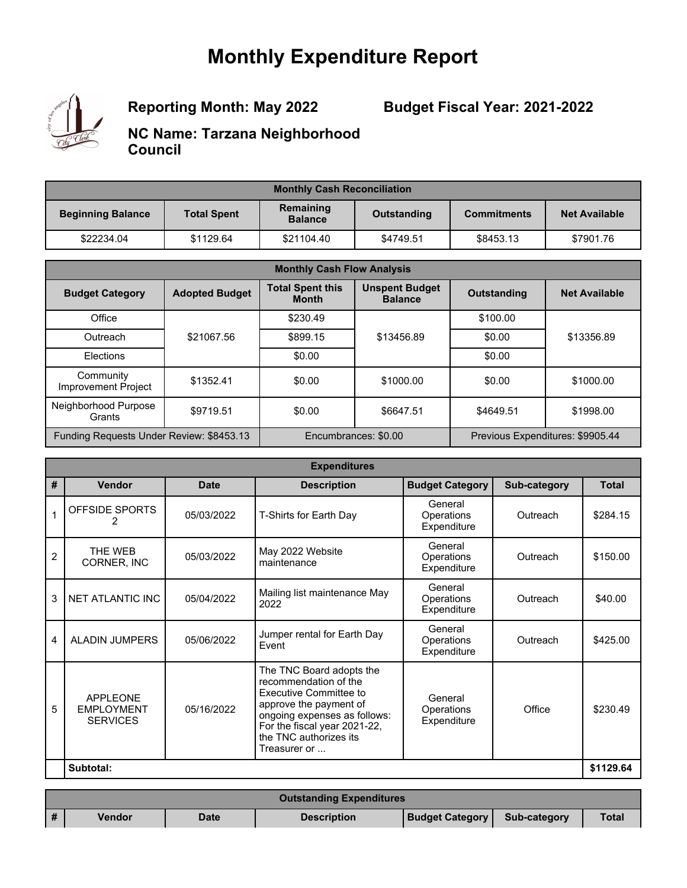# Monthly Expenditure Report

**Reporting Month: May 2022**

**Budget Fiscal Year: 2021-2022**

**NC Name: Tarzana Neighborhood Council**

| Monthly Cash Reconciliation | | | | | |
|---|---|---|---|---|---|
| **Beginning Balance** | **Total Spent** | **Remaining Balance** | **Outstanding** | **Commitments** | **Net Available** |
| $22234.04 | $1129.64 | $21104.40 | $4749.51 | $8453.13 | $7901.76 |

| Monthly Cash Flow Analysis | | | | | |
|---|---|---|---|---|---|
| **Budget Category** | **Adopted Budget** | **Total Spent this Month** | **Unspent Budget Balance** | **Outstanding** | **Net Available** |
| Office | $21067.56 | $230.49 | $13456.89 | $100.00 | $13356.89 |
| Outreach | | $899.15 | | $0.00 | |
| Elections | | $0.00 | | $0.00 | |
| Community Improvement Project | $1352.41 | $0.00 | $1000.00 | $0.00 | $1000.00 |
| Neighborhood Purpose Grants | $9719.51 | $0.00 | $6647.51 | $4649.51 | $1998.00 |
| Funding Requests Under Review: $8453.13 | | Encumbrances: $0.00 | | Previous Expenditures: $9905.44 | |

| Expenditures | | | | | | |
|---|---|---|---|---|---|---|
| **#** | **Vendor** | **Date** | **Description** | **Budget Category** | **Sub-category** | **Total** |
| 1 | OFFSIDE SPORTS 2 | 05/03/2022 | T-Shirts for Earth Day | General Operations Expenditure | Outreach | $284.15 |
| 2 | THE WEB CORNER, INC | 05/03/2022 | May 2022 Website maintenance | General Operations Expenditure | Outreach | $150.00 |
| 3 | NET ATLANTIC INC | 05/04/2022 | Mailing list maintenance May 2022 | General Operations Expenditure | Outreach | $40.00 |
| 4 | ALADIN JUMPERS | 05/06/2022 | Jumper rental for Earth Day Event | General Operations Expenditure | Outreach | $425.00 |
| 5 | APPLEONE EMPLOYMENT SERVICES | 05/16/2022 | The TNC Board adopts the recommendation of the Executive Committee to approve the payment of ongoing expenses as follows: For the fiscal year 2021-22, the TNC authorizes its Treasurer or ... | General Operations Expenditure | Office | $230.49 |
| | **Subtotal:** | | | | | **$1129.64** |

| Outstanding Expenditures | | | | | | |
|---|---|---|---|---|---|---|
| **#** | **Vendor** | **Date** | **Description** | **Budget Category** | **Sub-category** | **Total** |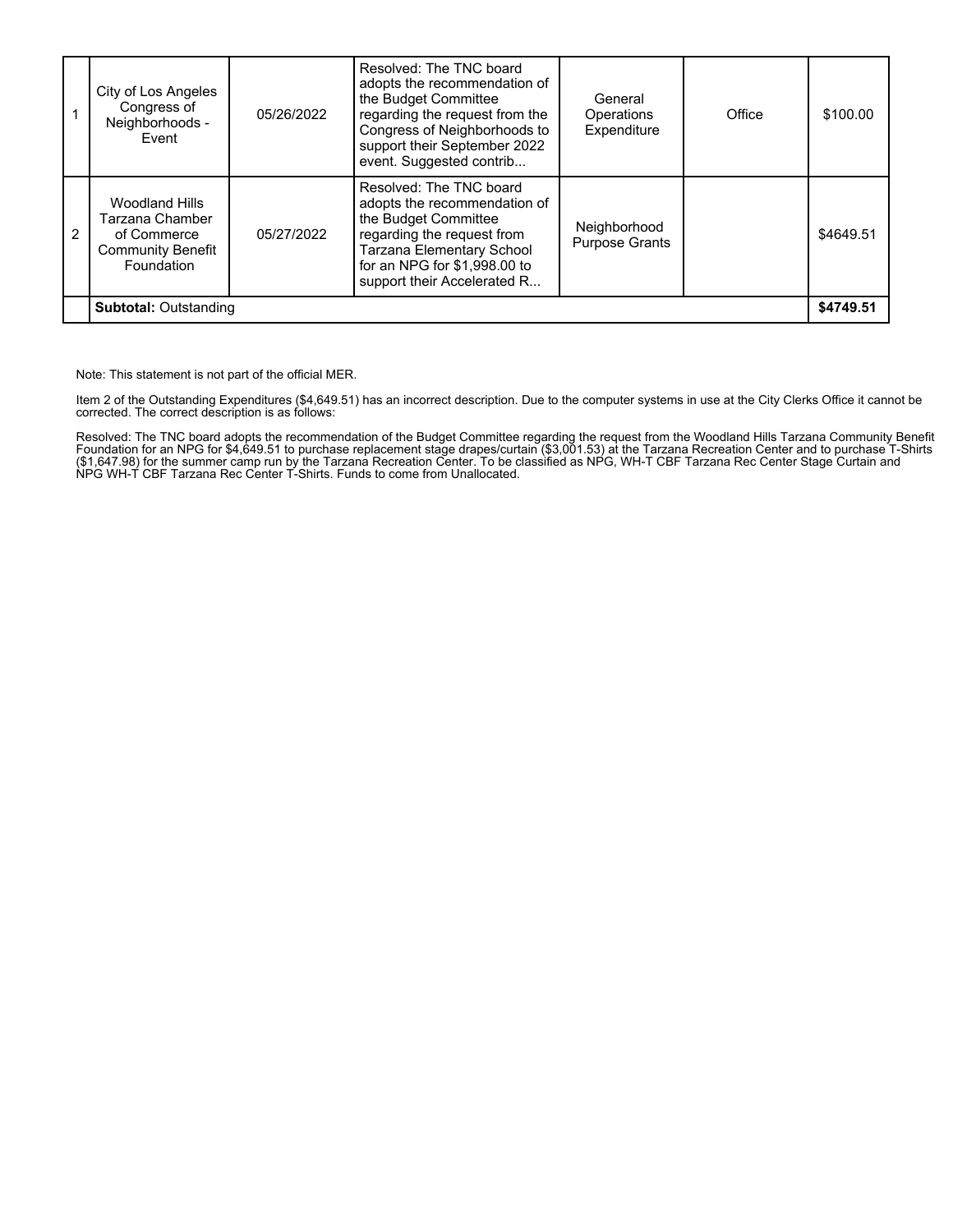| | | | | | | |
|---|---|---|---|---|---|---|
| 1 | City of Los Angeles Congress of Neighborhoods - Event | 05/26/2022 | Resolved: The TNC board adopts the recommendation of the Budget Committee regarding the request from the Congress of Neighborhoods to support their September 2022 event. Suggested contrib... | General Operations Expenditure | Office | $100.00 |
| 2 | Woodland Hills Tarzana Chamber of Commerce Community Benefit Foundation | 05/27/2022 | Resolved: The TNC board adopts the recommendation of the Budget Committee regarding the request from Tarzana Elementary School for an NPG for $1,998.00 to support their Accelerated R... | Neighborhood Purpose Grants | | $4649.51 |
| | **Subtotal:** Outstanding | | | | | **$4749.51** |

Note: This statement is not part of the official MER.

Item 2 of the Outstanding Expenditures ($4,649.51) has an incorrect description. Due to the computer systems in use at the City Clerks Office it cannot be corrected. The correct description is as follows:

Resolved: The TNC board adopts the recommendation of the Budget Committee regarding the request from the Woodland Hills Tarzana Community Benefit Foundation for an NPG for $4,649.51 to purchase replacement stage drapes/curtain ($3,001.53) at the Tarzana Recreation Center and to purchase T-Shirts ($1,647.98) for the summer camp run by the Tarzana Recreation Center. To be classified as NPG, WH-T CBF Tarzana Rec Center Stage Curtain and NPG WH-T CBF Tarzana Rec Center T-Shirts. Funds to come from Unallocated.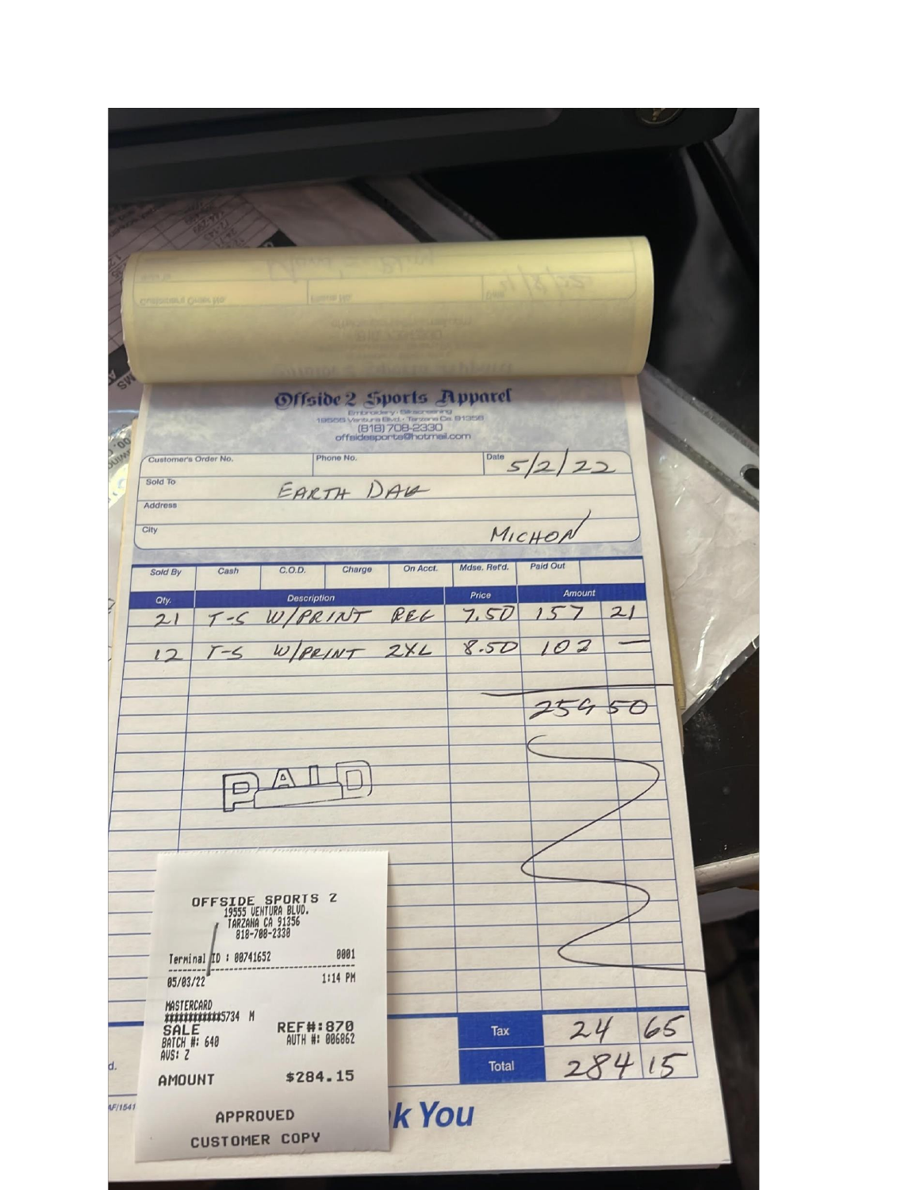# Offside 2 Sports Apparel

Embroidery · Silkscreening
19555 Ventura Blvd. · Tarzana Ca. 91356
(818) 708-2330
offsidesports@hotmail.com

| Customer's Order No. | Phone No. | Date 5/2/22 |
|---|---|---|

Sold To: EARTH DAY

Address:

City: MICHON

| Sold By | Cash | C.O.D. | Charge | On Acct. | Mdse. Ret'd. | Paid Out |
|---|---|---|---|---|---|---|
| | | | | | | |

| Qty. | Description | Price | Amount | |
|---|---|---|---|---|
| 21 | T-S W/PRINT REG | 7.50 | 157 | 21 |
| 12 | T-S W/PRINT 2XL | 8.50 | 102 | — |
| | | | 259 | 50 |
| | | Tax | 24 | 65 |
| | | Total | 284 | 15 |

PAID

Thank You

---

OFFSIDE SPORTS 2
19555 VENTURA BLVD.
TARZANA CA 91356
818-708-2330

Terminal ID : 00741652 0001

05/03/22 1:14 PM

MASTERCARD
############5734 M

SALE REF#:870
BATCH #: 640 AUTH #: 006862
AVS: Z

AMOUNT $284.15

APPROVED

CUSTOMER COPY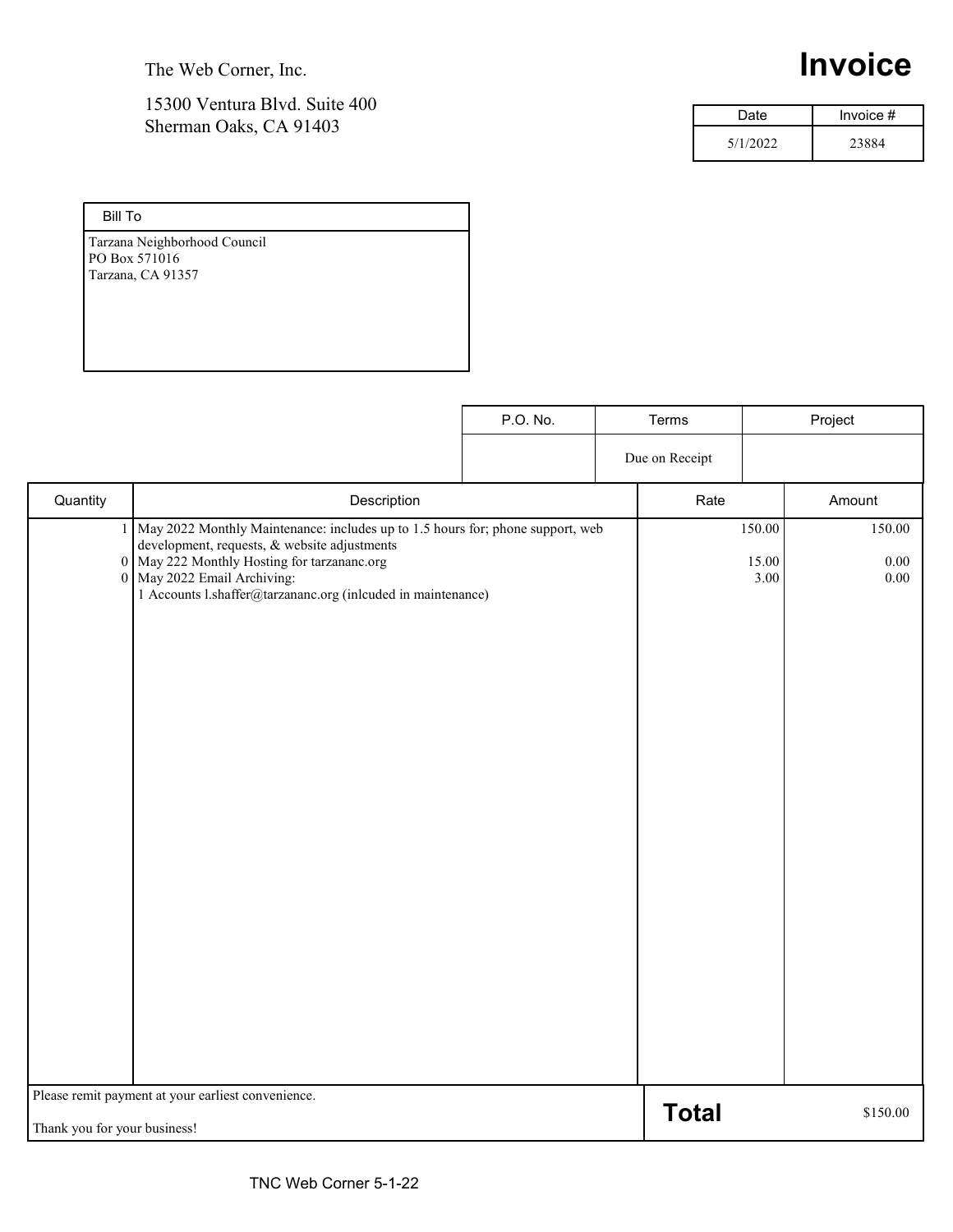The Web Corner, Inc.

15300 Ventura Blvd. Suite 400
Sherman Oaks, CA 91403

# Invoice

| Date | Invoice # |
|---|---|
| 5/1/2022 | 23884 |

**Bill To**

Tarzana Neighborhood Council
PO Box 571016
Tarzana, CA 91357

| P.O. No. | Terms | Project |
|---|---|---|
| | Due on Receipt | |

| Quantity | Description | Rate | Amount |
|---|---|---|---|
| 1 | May 2022 Monthly Maintenance: includes up to 1.5 hours for; phone support, web development, requests, & website adjustments | 150.00 | 150.00 |
| 0 | May 222 Monthly Hosting for tarzananc.org | 15.00 | 0.00 |
| 0 | May 2022 Email Archiving: 1 Accounts l.shaffer@tarzananc.org (inlcuded in maintenance) | 3.00 | 0.00 |

Please remit payment at your earliest convenience.

Thank you for your business!

**Total** $150.00

TNC Web Corner 5-1-22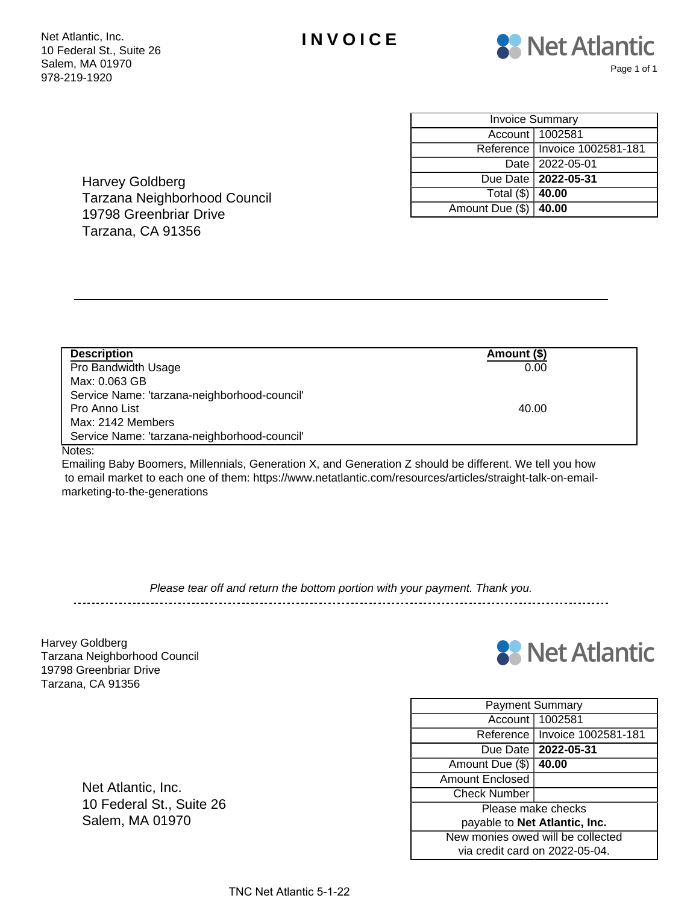Net Atlantic, Inc.
10 Federal St., Suite 26
Salem, MA 01970
978-219-1920

# INVOICE

Net Atlantic

| Invoice Summary | |
|---|---|
| Account | 1002581 |
| Reference | Invoice 1002581-181 |
| Date | 2022-05-01 |
| Due Date | **2022-05-31** |
| Total ($) | **40.00** |
| Amount Due ($) | **40.00** |

Harvey Goldberg
Tarzana Neighborhood Council
19798 Greenbriar Drive
Tarzana, CA 91356

| Description | Amount ($) |
|---|---|
| Pro Bandwidth Usage<br>Max: 0.063 GB<br>Service Name: 'tarzana-neighborhood-council' | 0.00 |
| Pro Anno List<br>Max: 2142 Members<br>Service Name: 'tarzana-neighborhood-council' | 40.00 |

Notes:
Emailing Baby Boomers, Millennials, Generation X, and Generation Z should be different. We tell you how to email market to each one of them: https://www.netatlantic.com/resources/articles/straight-talk-on-email-marketing-to-the-generations

*Please tear off and return the bottom portion with your payment. Thank you.*

---

Harvey Goldberg
Tarzana Neighborhood Council
19798 Greenbriar Drive
Tarzana, CA 91356

Net Atlantic

| Payment Summary | |
|---|---|
| Account | 1002581 |
| Reference | Invoice 1002581-181 |
| Due Date | **2022-05-31** |
| Amount Due ($) | **40.00** |
| Amount Enclosed | |
| Check Number | |
| Please make checks payable to **Net Atlantic, Inc.** | |
| New monies owed will be collected via credit card on 2022-05-04. | |

Net Atlantic, Inc.
10 Federal St., Suite 26
Salem, MA 01970

TNC Net Atlantic 5-1-22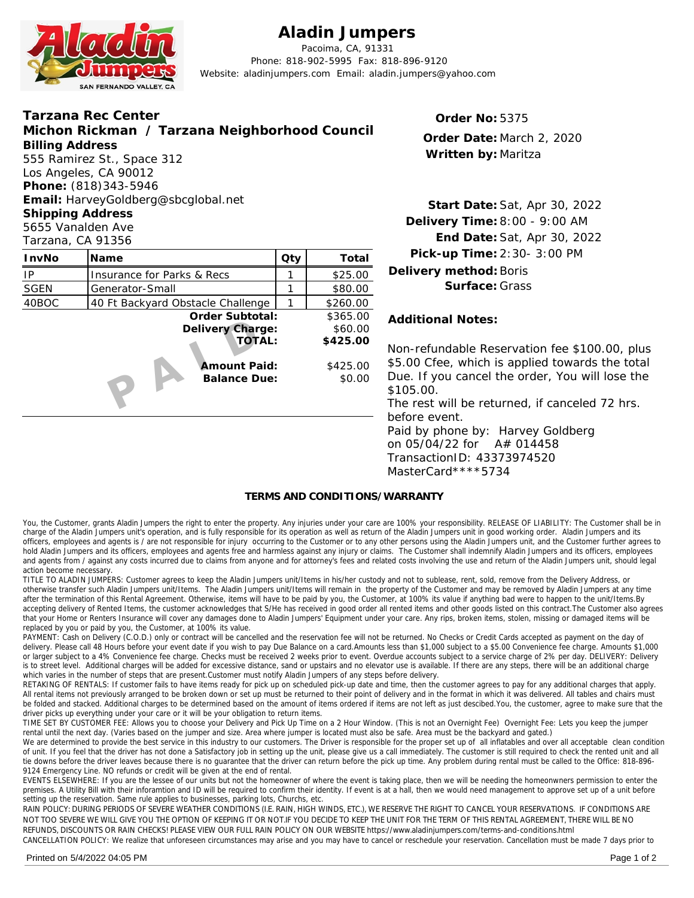# Aladin Jumpers

Pacoima, CA, 91331
Phone: 818-902-5995 Fax: 818-896-9120
Website: aladinjumpers.com Email: aladin.jumpers@yahoo.com

**Tarzana Rec Center**
**Michon Rickman / Tarzana Neighborhood Council**
**Billing Address**
555 Ramirez St., Space 312
Los Angeles, CA 90012
**Phone:** (818)343-5946
**Email:** HarveyGoldberg@sbcglobal.net
**Shipping Address**
5655 Vanalden Ave
Tarzana, CA 91356

**Order No:** 5375
**Order Date:** March 2, 2020
**Written by:** Maritza

**Start Date:** Sat, Apr 30, 2022
**Delivery Time:** 8:00 - 9:00 AM
**End Date:** Sat, Apr 30, 2022
**Pick-up Time:** 2:30- 3:00 PM
**Delivery method:** Boris
**Surface:** Grass

| InvNo | Name | Qty | Total |
|---|---|---|---|
| IP | Insurance for Parks & Recs | 1 | $25.00 |
| SGEN | Generator-Small | 1 | $80.00 |
| 40BOC | 40 Ft Backyard Obstacle Challenge | 1 | $260.00 |
| | **Order Subtotal:** | | $365.00 |
| | **Delivery Charge:** | | $60.00 |
| | **TOTAL:** | | **$425.00** |
| | **Amount Paid:** | | $425.00 |
| | **Balance Due:** | | $0.00 |

PAID

**Additional Notes:**

Non-refundable Reservation fee $100.00, plus $5.00 Cfee, which is applied towards the total Due. If you cancel the order, You will lose the $105.00.
The rest will be returned, if canceled 72 hrs. before event.
Paid by phone by: Harvey Goldberg on 05/04/22 for A# 014458
TransactionID: 43373974520
MasterCard****5734

**TERMS AND CONDITIONS/WARRANTY**

You, the Customer, grants Aladin Jumpers the right to enter the property. Any injuries under your care are 100% your responsibility. RELEASE OF LIABILITY: The Customer shall be in charge of the Aladin Jumpers unit's operation, and is fully responsible for its operation as well as return of the Aladin Jumpers unit in good working order. Aladin Jumpers and its officers, employees and agents is / are not responsible for injury occurring to the Customer or to any other persons using the Aladin Jumpers unit, and the Customer further agrees to hold Aladin Jumpers and its officers, employees and agents free and harmless against any injury or claims. The Customer shall indemnify Aladin Jumpers and its officers, employees and agents from / against any costs incurred due to claims from anyone and for attorney's fees and related costs involving the use and return of the Aladin Jumpers unit, should legal action become necessary.

TITLE TO ALADIN JUMPERS: Customer agrees to keep the Aladin Jumpers unit/Items in his/her custody and not to sublease, rent, sold, remove from the Delivery Address, or otherwise transfer such Aladin Jumpers unit/Items. The Aladin Jumpers unit/Items will remain in the property of the Customer and may be removed by Aladin Jumpers at any time after the termination of this Rental Agreement. Otherwise, items will have to be paid by you, the Customer, at 100% its value if anything bad were to happen to the unit/Items.By accepting delivery of Rented Items, the customer acknowledges that S/He has received in good order all rented items and other goods listed on this contract.The Customer also agrees that your Home or Renters Insurance will cover any damages done to Aladin Jumpers' Equipment under your care. Any rips, broken items, stolen, missing or damaged items will be replaced by you or paid by you, the Customer, at 100% its value.

PAYMENT: Cash on Delivery (C.O.D.) only or contract will be cancelled and the reservation fee will not be returned. No Checks or Credit Cards accepted as payment on the day of delivery. Please call 48 Hours before your event date if you wish to pay Due Balance on a card.Amounts less than $1,000 subject to a $5.00 Convenience fee charge. Amounts $1,000 or larger subject to a 4% Convenience fee charge. Checks must be received 2 weeks prior to event. Overdue accounts subject to a service charge of 2% per day. DELIVERY: Delivery is to street level. Additional charges will be added for excessive distance, sand or upstairs and no elevator use is available. If there are any steps, there will be an additional charge which varies in the number of steps that are present.Customer must notify Aladin Jumpers of any steps before delivery.

RETAKING OF RENTALS: If customer fails to have items ready for pick up on scheduled pick-up date and time, then the customer agrees to pay for any additional charges that apply. All rental items not previously arranged to be broken down or set up must be returned to their point of delivery and in the format in which it was delivered. All tables and chairs must be folded and stacked. Additional charges to be determined based on the amount of items ordered if items are not left as just descibed.You, the customer, agree to make sure that the driver picks up everything under your care or it will be your obligation to return items.

TIME SET BY CUSTOMER FEE: Allows you to choose your Delivery and Pick Up Time on a 2 Hour Window. (This is not an Overnight Fee) Overnight Fee: Lets you keep the jumper rental until the next day. (Varies based on the jumper and size. Area where jumper is located must also be safe. Area must be the backyard and gated.)

We are determined to provide the best service in this industry to our customers. The Driver is responsible for the proper set up of all inflatables and over all acceptable clean condition of unit. If you feel that the driver has not done a Satisfactory job in setting up the unit, please give us a call immediately. The customer is still required to check the rented unit and all tie downs before the driver leaves because there is no guarantee that the driver can return before the pick up time. Any problem during rental must be called to the Office: 818-896-9124 Emergency Line. NO refunds or credit will be given at the end of rental.

EVENTS ELSEWHERE: If you are the lessee of our units but not the homeowner of where the event is taking place, then we will be needing the homeonwners permission to enter the premises. A Utility Bill with their inforamtion and ID will be required to confirm their identity. If event is at a hall, then we would need management to approve set up of a unit before setting up the reservation. Same rule applies to businesses, parking lots, Churchs, etc.

RAIN POLICY: DURING PERIODS OF SEVERE WEATHER CONDITIONS (I.E. RAIN, HIGH WINDS, ETC.), WE RESERVE THE RIGHT TO CANCEL YOUR RESERVATIONS. IF CONDITIONS ARE NOT TOO SEVERE WE WILL GIVE YOU THE OPTION OF KEEPING IT OR NOT.IF YOU DECIDE TO KEEP THE UNIT FOR THE TERM OF THIS RENTAL AGREEMENT, THERE WILL BE NO REFUNDS, DISCOUNTS OR RAIN CHECKS! PLEASE VIEW OUR FULL RAIN POLICY ON OUR WEBSITE https://www.aladinjumpers.com/terms-and-conditions.html

CANCELLATION POLICY: We realize that unforeseen circumstances may arise and you may have to cancel or reschedule your reservation. Cancellation must be made 7 days prior to

Printed on 5/4/2022 04:05 PM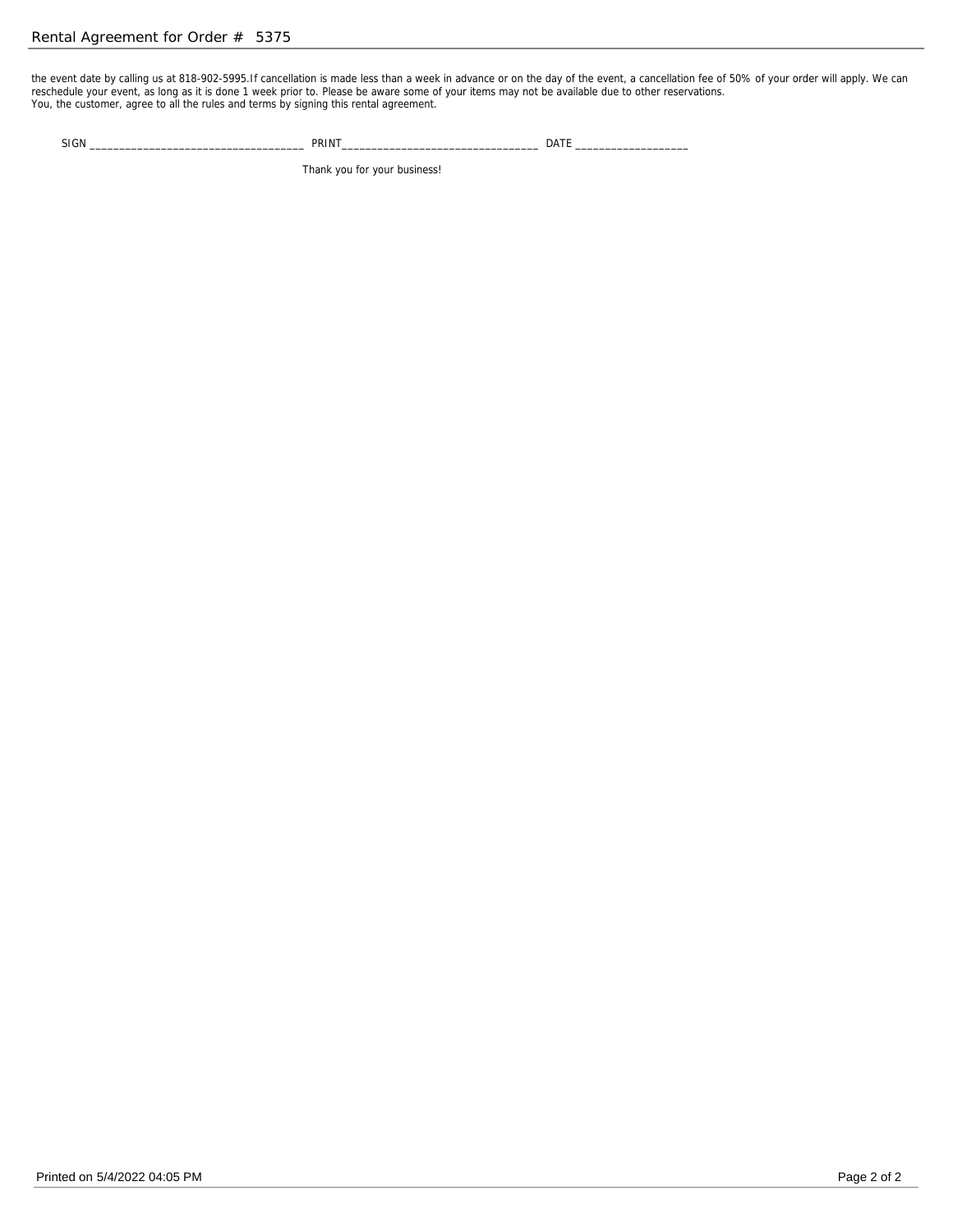the event date by calling us at 818-902-5995.If cancellation is made less than a week in advance or on the day of the event, a cancellation fee of 50% of your order will apply. We can reschedule your event, as long as it is done 1 week prior to. Please be aware some of your items may not be available due to other reservations.
You, the customer, agree to all the rules and terms by signing this rental agreement.

SIGN ___________________________________ PRINT________________________________ DATE __________________

Thank you for your business!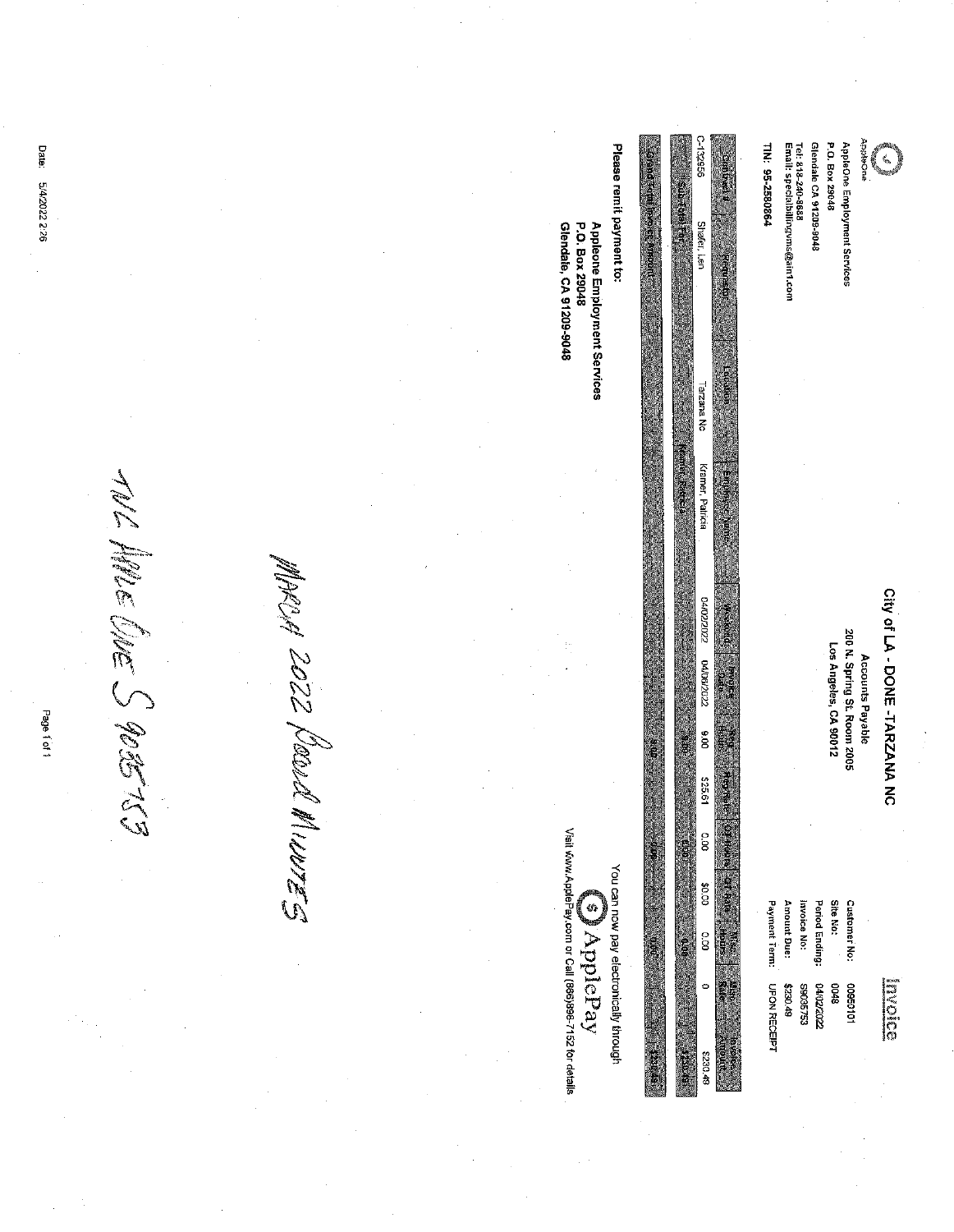AppleOne

AppleOne Employment Services
P.O. Box 29048
Glendale CA 91209-9048
Tel: 818-240-8688
Email: specialbillingvms@ain1.com

TIN: 95-2580864

# Invoice

**City of LA - DONE -TARZANA NC**
Accounts Payable
200 N. Spring St. Room 2005
Los Angeles, CA 90012

Customer No: 0950101
Site No: 0048
Period Ending: 04/02/2022
Invoice No: S9035753
Amount Due: $230.49
Payment Term: UPON RECEIPT

| Contract # | Requested | Location | Employee Name | Weekend | Invoice Date | Reg Hours | Reg Rate | OT Hours | OT Rate | Misc Hours | Misc Rate | Invoice Amount |
|---|---|---|---|---|---|---|---|---|---|---|---|---|
| C-132956 | Shafer, Len | Tarzana Nc | Kramer, Patricia | 04/02/2022 | 04/06/2022 | 9.00 | $25.61 | 0.00 | $0.00 | 0.00 | 0 | $230.49 |
| Sub-Total For: | | | Kramer, Patricia | | | 9.00 | | 0.00 | | 0.00 | | $230.49 |
| Grand Total Invoice Amount: | | | | | | 9.00 | | 0.00 | | 0.00 | | $230.49 |

You can now pay electronically through
ApplePay
Visit www.ApplePay.com or Call (866)898-7152 for details

**Please remit payment to:**
**Appleone Employment Services**
**P.O. Box 29048**
**Glendale, CA 91209-9048**

*March 2022 Board Minutes*

*TNC Apple One S 9035753*

Date: 5/4/2022 2:26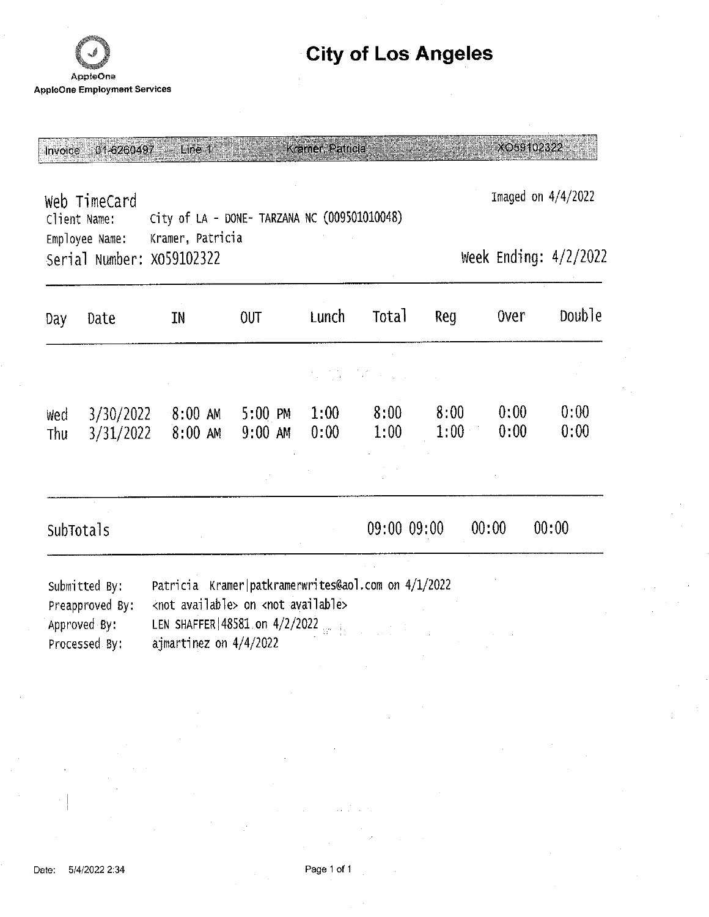AppleOne

AppleOne Employment Services

# City of Los Angeles

Invoice 01-6260497 Line 1 Kramer, Patricia XO59102322

## Web TimeCard

Imaged on 4/4/2022

Client Name: City of LA - DONE- TARZANA NC (009501010048)

Employee Name: Kramer, Patricia

Serial Number: X059102322

Week Ending: 4/2/2022

| Day | Date | IN | OUT | Lunch | Total | Reg | Over | Double |
|---|---|---|---|---|---|---|---|---|
| Wed | 3/30/2022 | 8:00 AM | 5:00 PM | 1:00 | 8:00 | 8:00 | 0:00 | 0:00 |
| Thu | 3/31/2022 | 8:00 AM | 9:00 AM | 0:00 | 1:00 | 1:00 | 0:00 | 0:00 |
| SubTotals | | | | | 09:00 | 09:00 | 00:00 | 00:00 |

Submitted By: Patricia Kramer|patkramerwrites@aol.com on 4/1/2022

Preapproved By: <not available> on <not available>

Approved By: LEN SHAFFER|48581 on 4/2/2022

Processed By: ajmartinez on 4/4/2022

Date: 5/4/2022 2:34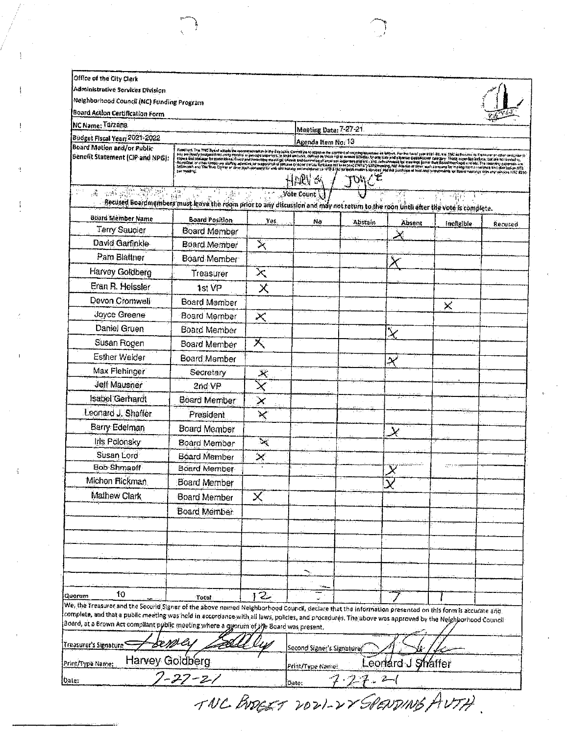Office of the City Clerk

Administrative Services Division

Neighborhood Council (NC) Funding Program

Board Action Certification Form

| | | | |
|---|---|---|---|
| NC Name: Tarzana | | Meeting Date: 7-27-21 | |
| Budget Fiscal Year: 2021-2022 | | Agenda Item No: 13 | |
| Board Motion and/or Public Benefit Statement (CIP and NPG): | Resolved, The TNC Board adopts the recommendation of the Executive Committee to approve the payment of ongoing expenses as follows. For the fiscal year 2021-22, the TNC authorizes its Treasurer or other designee to pay previously budgeted recurring monthly or periodic expenses, in small amounts, ... (small print largely illegible) | HARVEY / JOYCE | |

Vote Count

Recused Boardmembers must leave the room prior to any discussion and may not return to the room until after the vote is complete.

| Board Member Name | Board Position | Yes | No | Abstain | Absent | Ineligible | Recused |
|---|---|---|---|---|---|---|---|
| Terry Saucier | Board Member | | | | X | | |
| David Garfinkle | Board Member | X | | | | | |
| Pam Blattner | Board Member | | | | X | | |
| Harvey Goldberg | Treasurer | X | | | | | |
| Eran R. Heissler | 1st VP | X | | | | | |
| Devon Cromwell | Board Member | | | | | X | |
| Joyce Greene | Board Member | X | | | | | |
| Daniel Gruen | Board Member | | | | X | | |
| Susan Rogen | Board Member | X | | | | | |
| Esther Welder | Board Member | | | | X | | |
| Max Flehinger | Secretary | X | | | | | |
| Jeff Mausner | 2nd VP | X | | | | | |
| Isabel Gerhardt | Board Member | X | | | | | |
| Leonard J. Shaffer | President | X | | | | | |
| Barry Edelman | Board Member | | | | X | | |
| Iris Polonsky | Board Member | X | | | | | |
| Susan Lord | Board Member | X | | | | | |
| Bob Shmaeff | Board Member | | | | X | | |
| Michon Rickman | Board Member | | | | X | | |
| Mathew Clark | Board Member | X | | | | | |
| | Board Member | | | | | | |
| Quorum 10 | Total | 12 | | | 7 | 1 | |

We, the Treasurer and the Second Signer of the above named Neighborhood Council, declare that the information presented on this form is accurate and complete, and that a public meeting was held in accordance with all laws, policies, and procedures. The above was approved by the Neighborhood Council Board, at a Brown Act compliant public meeting where a quorum of the Board was present.

| | | | |
|---|---|---|---|
| Treasurer's Signature | *Harvey Goldberg* | Second Signer's Signature | *L. Shaffer* |
| Print/Type Name: | Harvey Goldberg | Print/Type Name: | Leonard J Shaffer |
| Date: | 7-27-21 | Date: | 7-27-21 |

TNC BUDGET 2021-22 SPENDING AUTH.